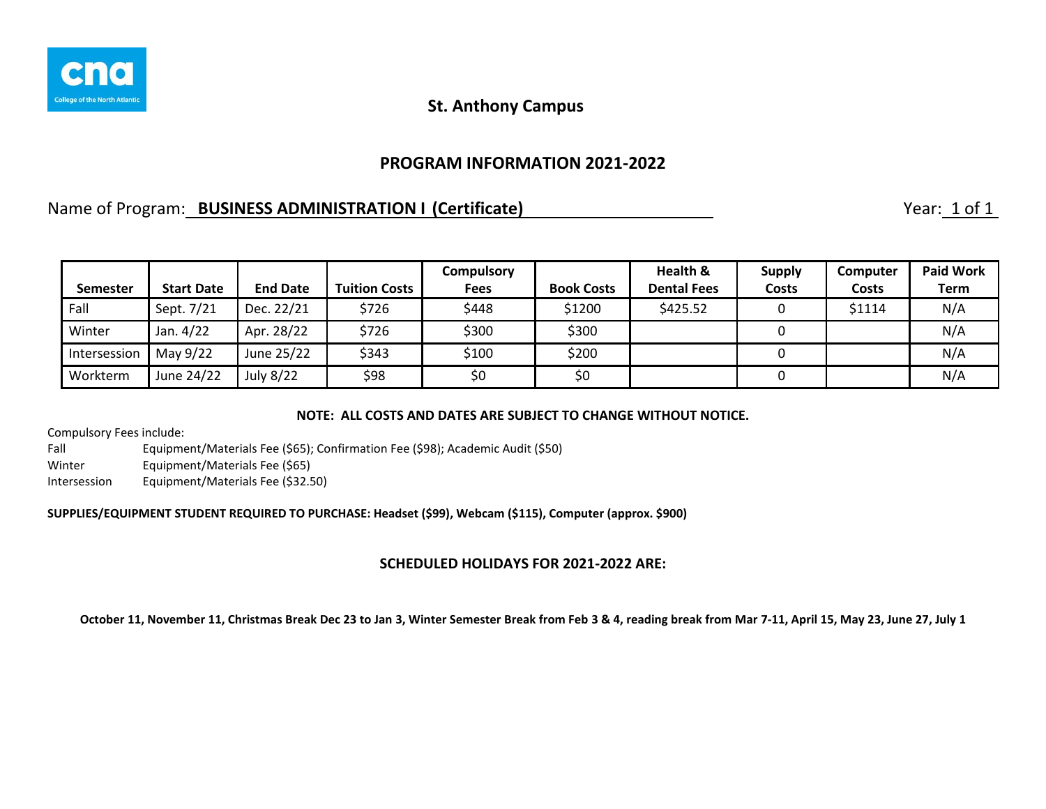**St. Anthony Campus**

## PROGRAM INFORMATION 2021-2022

Name of Program: **BUSINESS ADMINISTRATION I (Certificate)** Year: 1 of 1

| Semester | Start Date | End Date | Tuition Costs | Compulsory Fees | Book Costs | Health & Dental Fees | Supply Costs | Computer Costs | Paid Work Term |
|---|---|---|---|---|---|---|---|---|---|
| Fall | Sept. 7/21 | Dec. 22/21 | $726 | $448 | $1200 | $425.52 | 0 | $1114 | N/A |
| Winter | Jan. 4/22 | Apr. 28/22 | $726 | $300 | $300 | | 0 | | N/A |
| Intersession | May 9/22 | June 25/22 | $343 | $100 | $200 | | 0 | | N/A |
| Workterm | June 24/22 | July 8/22 | $98 | $0 | $0 | | 0 | | N/A |

**NOTE: ALL COSTS AND DATES ARE SUBJECT TO CHANGE WITHOUT NOTICE.**

Compulsory Fees include:

- Fall: Equipment/Materials Fee ($65); Confirmation Fee ($98); Academic Audit ($50)
- Winter: Equipment/Materials Fee ($65)
- Intersession: Equipment/Materials Fee ($32.50)

**SUPPLIES/EQUIPMENT STUDENT REQUIRED TO PURCHASE: Headset ($99), Webcam ($115), Computer (approx. $900)**

### SCHEDULED HOLIDAYS FOR 2021-2022 ARE:

**October 11, November 11, Christmas Break Dec 23 to Jan 3, Winter Semester Break from Feb 3 & 4, reading break from Mar 7-11, April 15, May 23, June 27, July 1**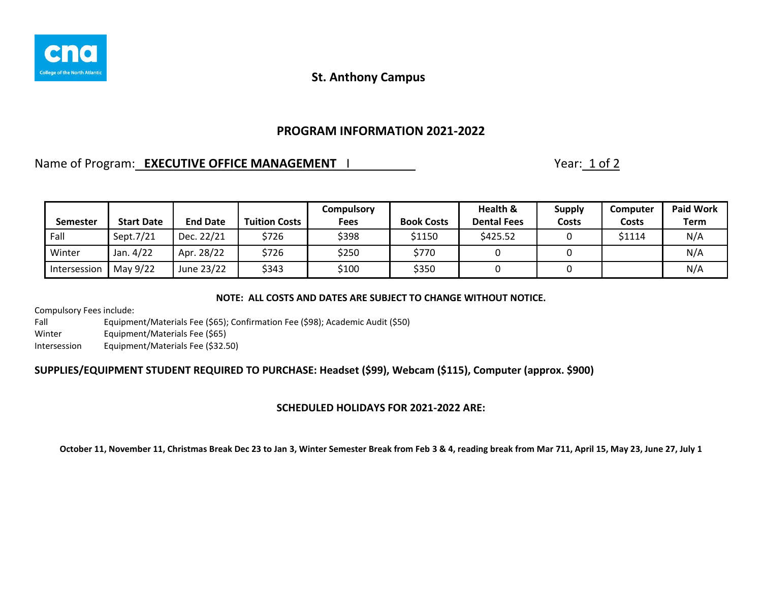St. Anthony Campus

## PROGRAM INFORMATION 2021-2022

Name of Program: **EXECUTIVE OFFICE MANAGEMENT I** Year: 1 of 2

| Semester | Start Date | End Date | Tuition Costs | Compulsory Fees | Book Costs | Health & Dental Fees | Supply Costs | Computer Costs | Paid Work Term |
|---|---|---|---|---|---|---|---|---|---|
| Fall | Sept.7/21 | Dec. 22/21 | $726 | $398 | $1150 | $425.52 | 0 | $1114 | N/A |
| Winter | Jan. 4/22 | Apr. 28/22 | $726 | $250 | $770 | 0 | 0 | | N/A |
| Intersession | May 9/22 | June 23/22 | $343 | $100 | $350 | 0 | 0 | | N/A |

**NOTE: ALL COSTS AND DATES ARE SUBJECT TO CHANGE WITHOUT NOTICE.**

Compulsory Fees include:

Fall Equipment/Materials Fee ($65); Confirmation Fee ($98); Academic Audit ($50)

Winter Equipment/Materials Fee ($65)

Intersession Equipment/Materials Fee ($32.50)

**SUPPLIES/EQUIPMENT STUDENT REQUIRED TO PURCHASE: Headset ($99), Webcam ($115), Computer (approx. $900)**

**SCHEDULED HOLIDAYS FOR 2021-2022 ARE:**

**October 11, November 11, Christmas Break Dec 23 to Jan 3, Winter Semester Break from Feb 3 & 4, reading break from Mar 711, April 15, May 23, June 27, July 1**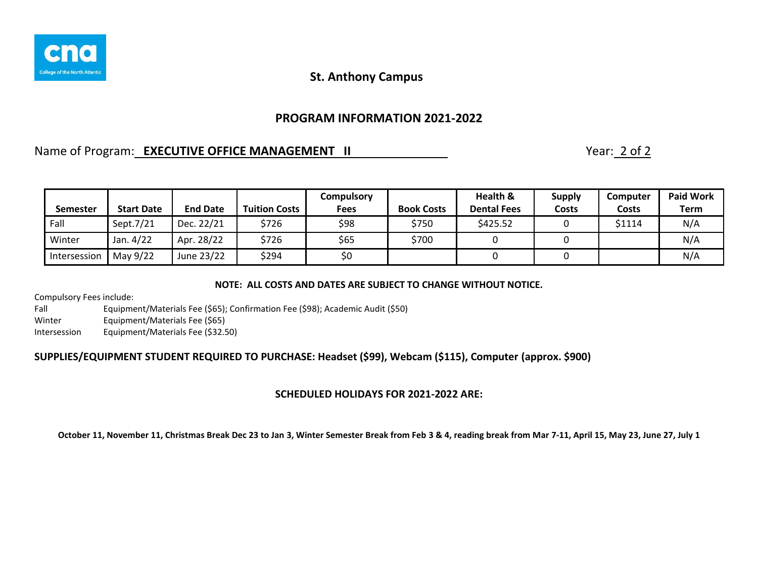St. Anthony Campus

## PROGRAM INFORMATION 2021-2022

Name of Program: **EXECUTIVE OFFICE MANAGEMENT II** Year: 2 of 2

| Semester | Start Date | End Date | Tuition Costs | Compulsory Fees | Book Costs | Health & Dental Fees | Supply Costs | Computer Costs | Paid Work Term |
|---|---|---|---|---|---|---|---|---|---|
| Fall | Sept.7/21 | Dec. 22/21 | $726 | $98 | $750 | $425.52 | 0 | $1114 | N/A |
| Winter | Jan. 4/22 | Apr. 28/22 | $726 | $65 | $700 | 0 | 0 | | N/A |
| Intersession | May 9/22 | June 23/22 | $294 | $0 | | 0 | 0 | | N/A |

**NOTE: ALL COSTS AND DATES ARE SUBJECT TO CHANGE WITHOUT NOTICE.**

Compulsory Fees include:

Fall Equipment/Materials Fee ($65); Confirmation Fee ($98); Academic Audit ($50)

Winter Equipment/Materials Fee ($65)

Intersession Equipment/Materials Fee ($32.50)

**SUPPLIES/EQUIPMENT STUDENT REQUIRED TO PURCHASE: Headset ($99), Webcam ($115), Computer (approx. $900)**

**SCHEDULED HOLIDAYS FOR 2021-2022 ARE:**

**October 11, November 11, Christmas Break Dec 23 to Jan 3, Winter Semester Break from Feb 3 & 4, reading break from Mar 7-11, April 15, May 23, June 27, July 1**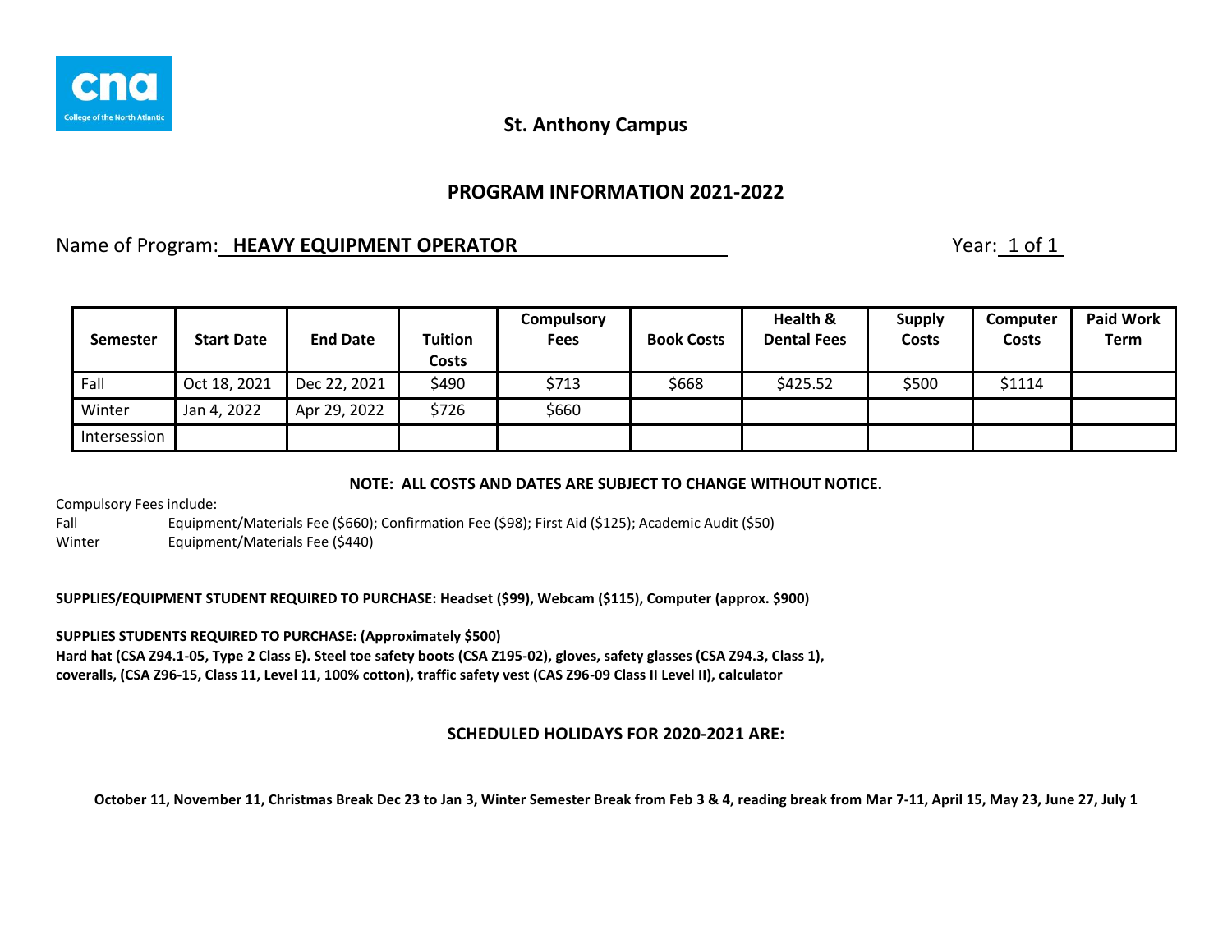St. Anthony Campus

## PROGRAM INFORMATION 2021-2022

Name of Program: **HEAVY EQUIPMENT OPERATOR** Year: 1 of 1

| Semester | Start Date | End Date | Tuition Costs | Compulsory Fees | Book Costs | Health & Dental Fees | Supply Costs | Computer Costs | Paid Work Term |
|---|---|---|---|---|---|---|---|---|---|
| Fall | Oct 18, 2021 | Dec 22, 2021 | $490 | $713 | $668 | $425.52 | $500 | $1114 | |
| Winter | Jan 4, 2022 | Apr 29, 2022 | $726 | $660 | | | | | |
| Intersession | | | | | | | | | |

**NOTE: ALL COSTS AND DATES ARE SUBJECT TO CHANGE WITHOUT NOTICE.**

Compulsory Fees include:

Fall Equipment/Materials Fee ($660); Confirmation Fee ($98); First Aid ($125); Academic Audit ($50)

Winter Equipment/Materials Fee ($440)

**SUPPLIES/EQUIPMENT STUDENT REQUIRED TO PURCHASE: Headset ($99), Webcam ($115), Computer (approx. $900)**

**SUPPLIES STUDENTS REQUIRED TO PURCHASE: (Approximately $500)**
**Hard hat (CSA Z94.1-05, Type 2 Class E). Steel toe safety boots (CSA Z195-02), gloves, safety glasses (CSA Z94.3, Class 1), coveralls, (CSA Z96-15, Class 11, Level 11, 100% cotton), traffic safety vest (CAS Z96-09 Class II Level II), calculator**

### SCHEDULED HOLIDAYS FOR 2020-2021 ARE:

**October 11, November 11, Christmas Break Dec 23 to Jan 3, Winter Semester Break from Feb 3 & 4, reading break from Mar 7-11, April 15, May 23, June 27, July 1**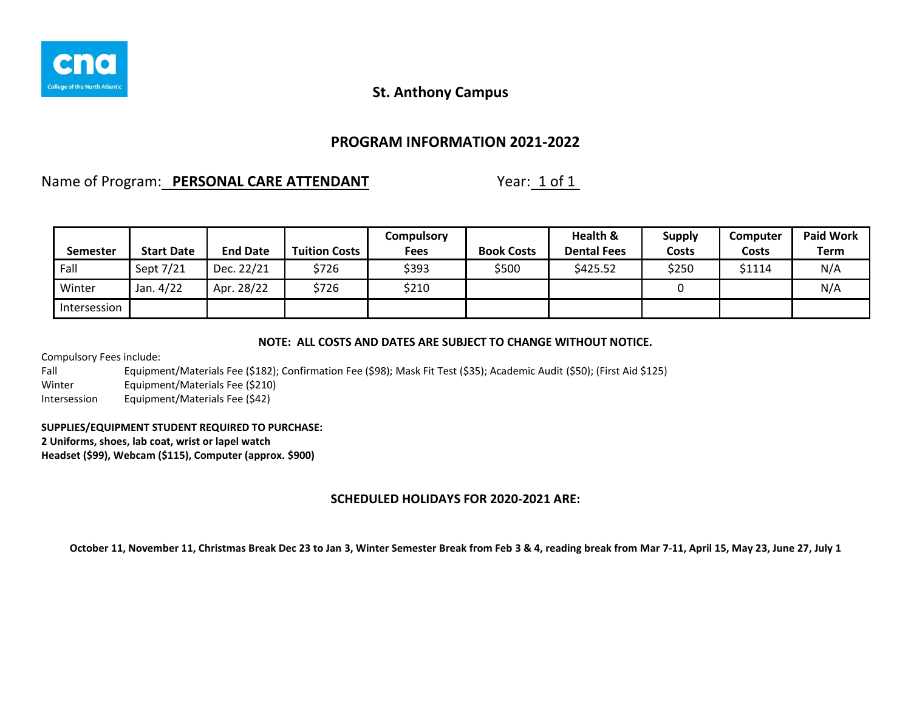**St. Anthony Campus**

## PROGRAM INFORMATION 2021-2022

Name of Program: **PERSONAL CARE ATTENDANT** Year: 1 of 1

| Semester | Start Date | End Date | Tuition Costs | Compulsory Fees | Book Costs | Health & Dental Fees | Supply Costs | Computer Costs | Paid Work Term |
|---|---|---|---|---|---|---|---|---|---|
| Fall | Sept 7/21 | Dec. 22/21 | $726 | $393 | $500 | $425.52 | $250 | $1114 | N/A |
| Winter | Jan. 4/22 | Apr. 28/22 | $726 | $210 | | | 0 | | N/A |
| Intersession | | | | | | | | | |

**NOTE: ALL COSTS AND DATES ARE SUBJECT TO CHANGE WITHOUT NOTICE.**

Compulsory Fees include:

Fall Equipment/Materials Fee ($182); Confirmation Fee ($98); Mask Fit Test ($35); Academic Audit ($50); (First Aid $125)

Winter Equipment/Materials Fee ($210)

Intersession Equipment/Materials Fee ($42)

**SUPPLIES/EQUIPMENT STUDENT REQUIRED TO PURCHASE:**
**2 Uniforms, shoes, lab coat, wrist or lapel watch**
**Headset ($99), Webcam ($115), Computer (approx. $900)**

**SCHEDULED HOLIDAYS FOR 2020-2021 ARE:**

**October 11, November 11, Christmas Break Dec 23 to Jan 3, Winter Semester Break from Feb 3 & 4, reading break from Mar 7-11, April 15, May 23, June 27, July 1**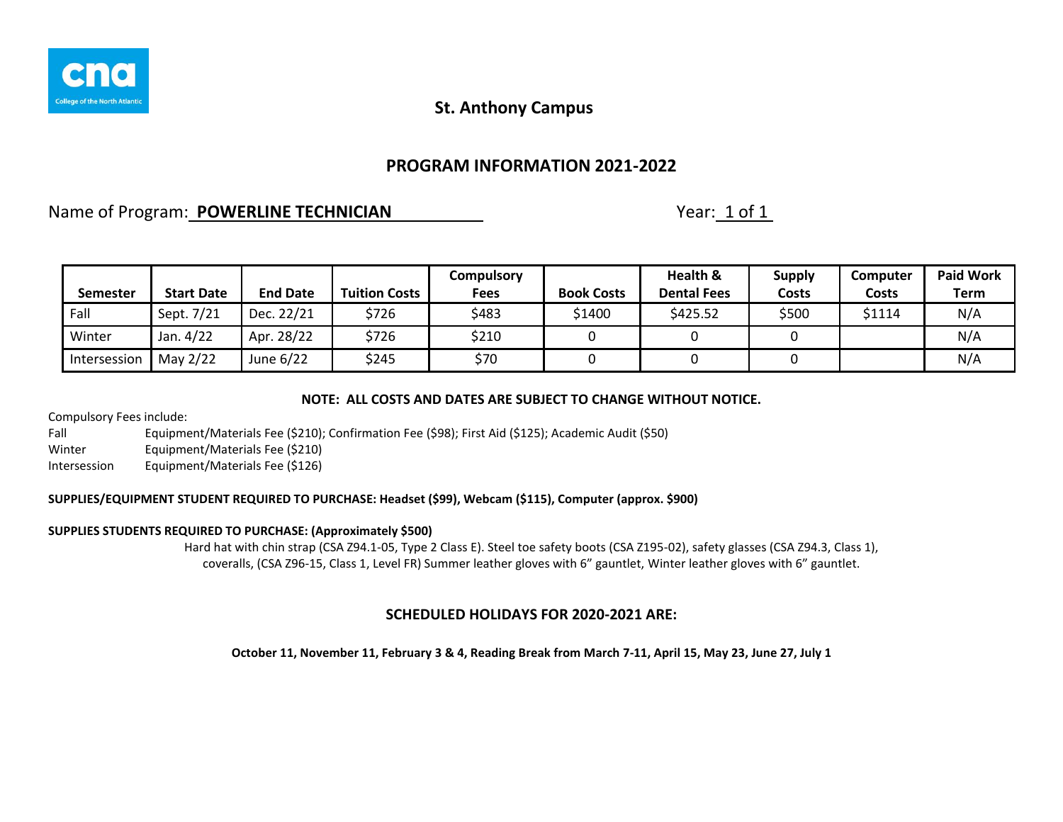## St. Anthony Campus

## PROGRAM INFORMATION 2021-2022

Name of Program: **POWERLINE TECHNICIAN** Year: 1 of 1

| Semester | Start Date | End Date | Tuition Costs | Compulsory Fees | Book Costs | Health & Dental Fees | Supply Costs | Computer Costs | Paid Work Term |
|---|---|---|---|---|---|---|---|---|---|
| Fall | Sept. 7/21 | Dec. 22/21 | $726 | $483 | $1400 | $425.52 | $500 | $1114 | N/A |
| Winter | Jan. 4/22 | Apr. 28/22 | $726 | $210 | 0 | 0 | 0 | | N/A |
| Intersession | May 2/22 | June 6/22 | $245 | $70 | 0 | 0 | 0 | | N/A |

**NOTE: ALL COSTS AND DATES ARE SUBJECT TO CHANGE WITHOUT NOTICE.**

Compulsory Fees include:

Fall Equipment/Materials Fee ($210); Confirmation Fee ($98); First Aid ($125); Academic Audit ($50)

Winter Equipment/Materials Fee ($210)

Intersession Equipment/Materials Fee ($126)

**SUPPLIES/EQUIPMENT STUDENT REQUIRED TO PURCHASE: Headset ($99), Webcam ($115), Computer (approx. $900)**

**SUPPLIES STUDENTS REQUIRED TO PURCHASE: (Approximately $500)**

Hard hat with chin strap (CSA Z94.1-05, Type 2 Class E). Steel toe safety boots (CSA Z195-02), safety glasses (CSA Z94.3, Class 1), coveralls, (CSA Z96-15, Class 1, Level FR) Summer leather gloves with 6" gauntlet, Winter leather gloves with 6" gauntlet.

### SCHEDULED HOLIDAYS FOR 2020-2021 ARE:

**October 11, November 11, February 3 & 4, Reading Break from March 7-11, April 15, May 23, June 27, July 1**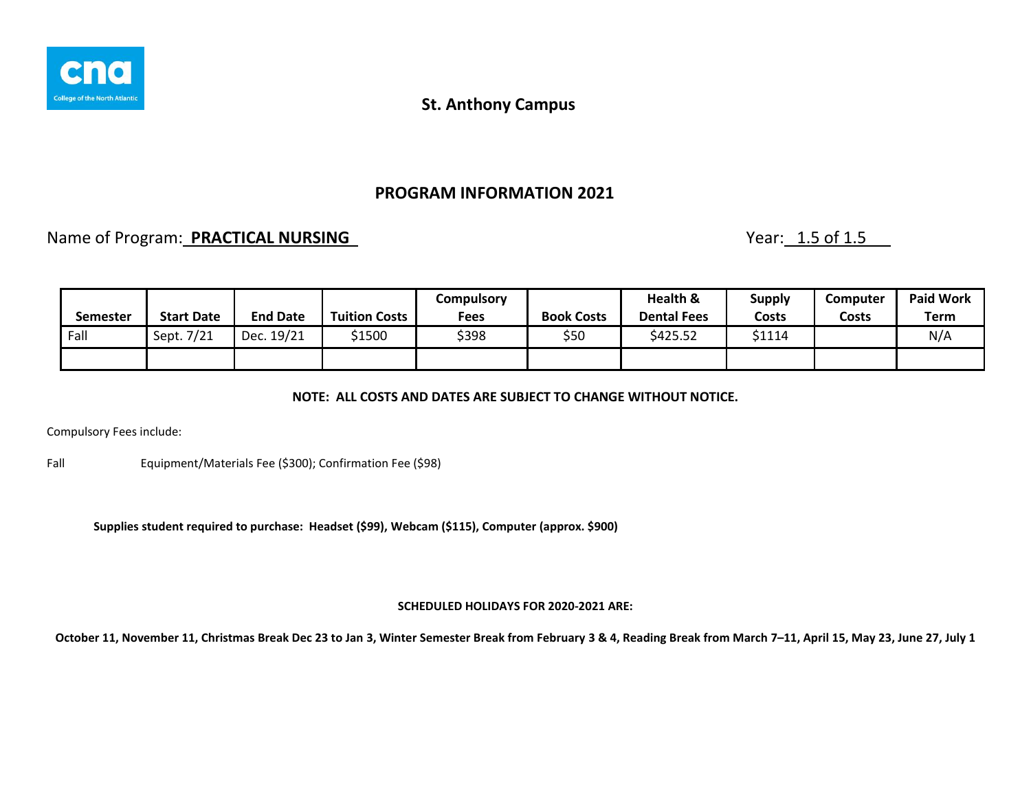St. Anthony Campus

## PROGRAM INFORMATION 2021

Name of Program: **PRACTICAL NURSING** Year: 1.5 of 1.5

| Semester | Start Date | End Date | Tuition Costs | Compulsory Fees | Book Costs | Health & Dental Fees | Supply Costs | Computer Costs | Paid Work Term |
|---|---|---|---|---|---|---|---|---|---|
| Fall | Sept. 7/21 | Dec. 19/21 | $1500 | $398 | $50 | $425.52 | $1114 | | N/A |
| | | | | | | | | | |

**NOTE: ALL COSTS AND DATES ARE SUBJECT TO CHANGE WITHOUT NOTICE.**

Compulsory Fees include:

Fall Equipment/Materials Fee ($300); Confirmation Fee ($98)

**Supplies student required to purchase: Headset ($99), Webcam ($115), Computer (approx. $900)**

**SCHEDULED HOLIDAYS FOR 2020-2021 ARE:**

**October 11, November 11, Christmas Break Dec 23 to Jan 3, Winter Semester Break from February 3 & 4, Reading Break from March 7–11, April 15, May 23, June 27, July 1**